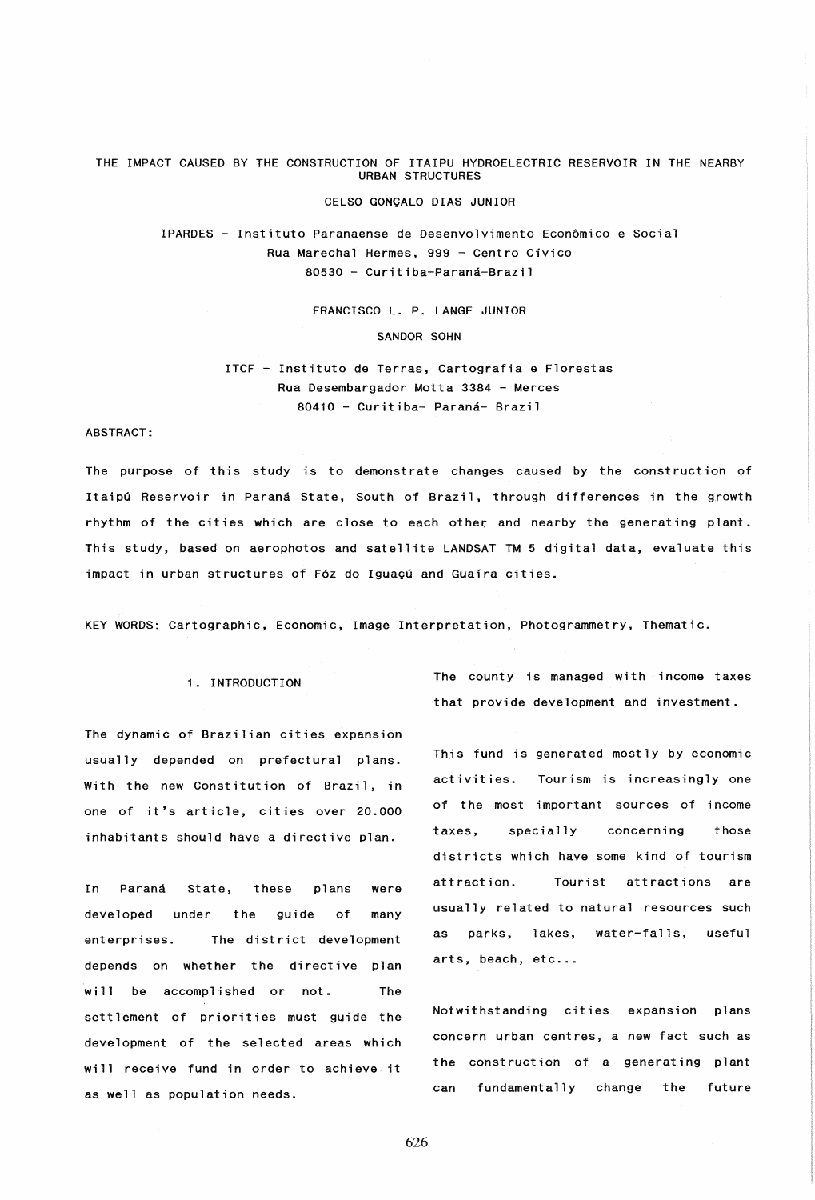# THE IMPACT CAUSED BY THE CONSTRUCTION OF ITAIPU HYDROELECTRIC RESERVOIR IN THE NEARBY URBAN STRUCTURES

CELSO GONÇALO DIAS JUNIOR

IPARDES - Instituto Paranaense de Desenvolvimento Econômico e Social
Rua Marechal Hermes, 999 - Centro Cívico
80530 - Curitiba-Paraná-Brazil

FRANCISCO L. P. LANGE JUNIOR

SANDOR SOHN

ITCF - Instituto de Terras, Cartografia e Florestas
Rua Desembargador Motta 3384 - Merces
80410 - Curitiba- Paraná- Brazil

ABSTRACT:

The purpose of this study is to demonstrate changes caused by the construction of Itaipú Reservoir in Paraná State, South of Brazil, through differences in the growth rhythm of the cities which are close to each other and nearby the generating plant. This study, based on aerophotos and satellite LANDSAT TM 5 digital data, evaluate this impact in urban structures of Fóz do Iguaçú and Guaíra cities.

KEY WORDS: Cartographic, Economic, Image Interpretation, Photogrammetry, Thematic.

## 1. INTRODUCTION

The dynamic of Brazilian cities expansion usually depended on prefectural plans. With the new Constitution of Brazil, in one of it's article, cities over 20.000 inhabitants should have a directive plan.

In Paraná State, these plans were developed under the guide of many enterprises. The district development depends on whether the directive plan will be accomplished or not. The settlement of priorities must guide the development of the selected areas which will receive fund in order to achieve it as well as population needs.

The county is managed with income taxes that provide development and investment.

This fund is generated mostly by economic activities. Tourism is increasingly one of the most important sources of income taxes, specially concerning those districts which have some kind of tourism attraction. Tourist attractions are usually related to natural resources such as parks, lakes, water-falls, useful arts, beach, etc...

Notwithstanding cities expansion plans concern urban centres, a new fact such as the construction of a generating plant can fundamentally change the future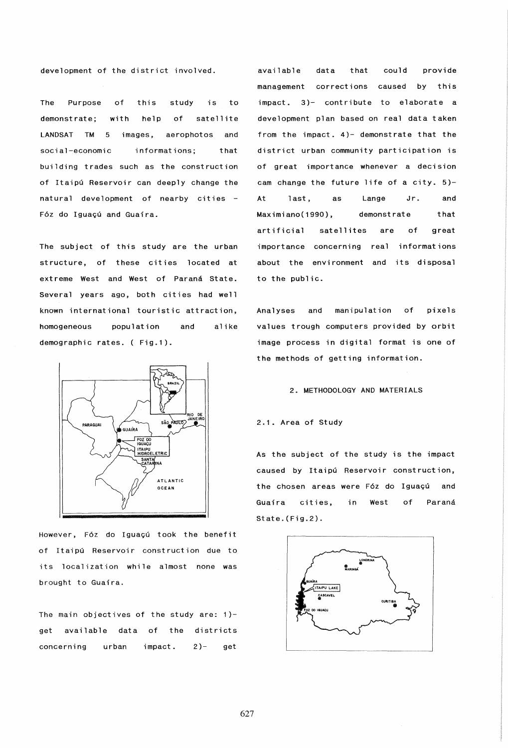development of the district involved.

The Purpose of this study is to demonstrate; with help of satellite LANDSAT TM 5 images, aerophotos and social-economic informations; that building trades such as the construction of Itaipú Reservoir can deeply change the natural development of nearby cities - Fóz do Iguaçú and Guaíra.

The subject of this study are the urban structure, of these cities located at extreme West and West of Paraná State. Several years ago, both cities had well known international touristic attraction, homogeneous population and alike demographic rates. ( Fig.1).

However, Fóz do Iguaçú took the benefit of Itaipú Reservoir construction due to its localization while almost none was brought to Guaíra.

The main objectives of the study are: 1)- get available data of the districts concerning urban impact. 2)- get available data that could provide management corrections caused by this impact. 3)- contribute to elaborate a development plan based on real data taken from the impact. 4)- demonstrate that the district urban community participation is of great importance whenever a decision cam change the future life of a city. 5)- At last, as Lange Jr. and Maximiano(1990), demonstrate that artificial satellites are of great importance concerning real informations about the environment and its disposal to the public.

Analyses and manipulation of pixels values trough computers provided by orbit image process in digital format is one of the methods of getting information.

## 2. METHODOLOGY AND MATERIALS

### 2.1. Area of Study

As the subject of the study is the impact caused by Itaipú Reservoir construction, the chosen areas were Fóz do Iguaçú and Guaíra cities, in West of Paraná State.(Fig.2).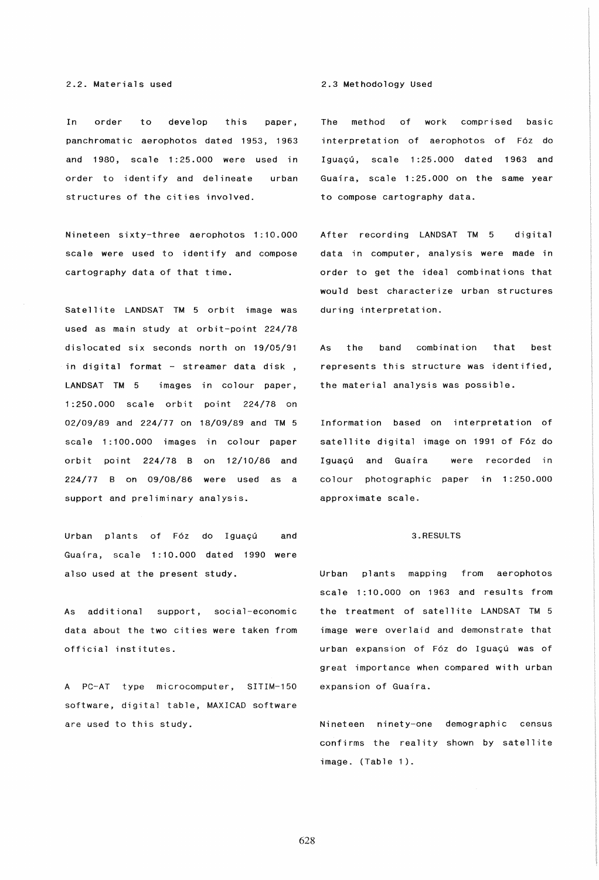## 2.2. Materials used

In order to develop this paper, panchromatic aerophotos dated 1953, 1963 and 1980, scale 1:25.000 were used in order to identify and delineate urban structures of the cities involved.

Nineteen sixty-three aerophotos 1:10.000 scale were used to identify and compose cartography data of that time.

Satellite LANDSAT TM 5 orbit image was used as main study at orbit-point 224/78 dislocated six seconds north on 19/05/91 in digital format - streamer data disk , LANDSAT TM 5 images in colour paper, 1:250.000 scale orbit point 224/78 on 02/09/89 and 224/77 on 18/09/89 and TM 5 scale 1:100.000 images in colour paper orbit point 224/78 B on 12/10/86 and 224/77 B on 09/08/86 were used as a support and preliminary analysis.

Urban plants of Fóz do Iguaçú and Guaíra, scale 1:10.000 dated 1990 were also used at the present study.

As additional support, social-economic data about the two cities were taken from official institutes.

A PC-AT type microcomputer, SITIM-150 software, digital table, MAXICAD software are used to this study.

## 2.3 Methodology Used

The method of work comprised basic interpretation of aerophotos of Fóz do Iguaçú, scale 1:25.000 dated 1963 and Guaíra, scale 1:25.000 on the same year to compose cartography data.

After recording LANDSAT TM 5 digital data in computer, analysis were made in order to get the ideal combinations that would best characterize urban structures during interpretation.

As the band combination that best represents this structure was identified, the material analysis was possible.

Information based on interpretation of satellite digital image on 1991 of Fóz do Iguaçú and Guaíra were recorded in colour photographic paper in 1:250.000 approximate scale.

# 3.RESULTS

Urban plants mapping from aerophotos scale 1:10.000 on 1963 and results from the treatment of satellite LANDSAT TM 5 image were overlaid and demonstrate that urban expansion of Fóz do Iguaçú was of great importance when compared with urban expansion of Guaíra.

Nineteen ninety-one demographic census confirms the reality shown by satellite image. (Table 1).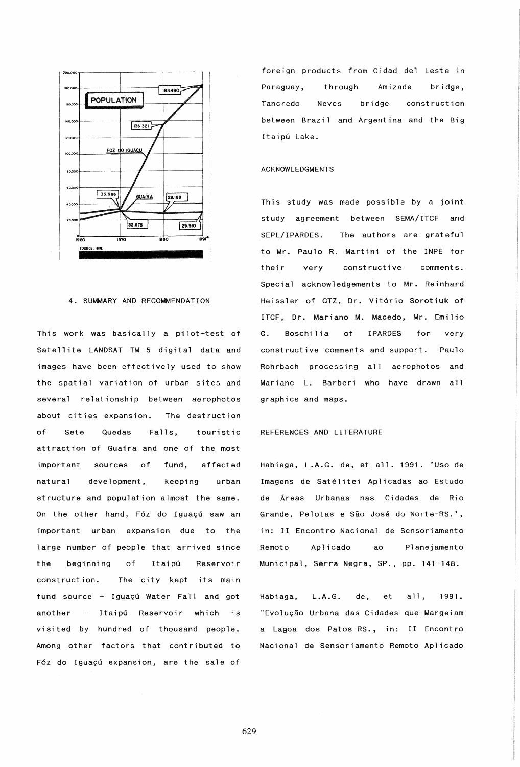## 4. SUMMARY AND RECOMMENDATION

This work was basically a pilot-test of Satellite LANDSAT TM 5 digital data and images have been effectively used to show the spatial variation of urban sites and several relationship between aerophotos about cities expansion. The destruction of Sete Quedas Falls, touristic attraction of Guaíra and one of the most important sources of fund, affected natural development, keeping urban structure and population almost the same. On the other hand, Fóz do Iguaçú saw an important urban expansion due to the large number of people that arrived since the beginning of Itaipú Reservoir construction. The city kept its main fund source - Iguaçú Water Fall and got another - Itaipú Reservoir which is visited by hundred of thousand people. Among other factors that contributed to Fóz do Iguaçú expansion, are the sale of foreign products from Cidad del Leste in Paraguay, through Amizade bridge, Tancredo Neves bridge construction between Brazil and Argentina and the Big Itaipú Lake.

## ACKNOWLEDGMENTS

This study was made possible by a joint study agreement between SEMA/ITCF and SEPL/IPARDES. The authors are grateful to Mr. Paulo R. Martini of the INPE for their very constructive comments. Special acknowledgements to Mr. Reinhard Heissler of GTZ, Dr. Vitório Sorotiuk of ITCF, Dr. Mariano M. Macedo, Mr. Emilio C. Boschilia of IPARDES for very constructive comments and support. Paulo Rohrbach processing all aerophotos and Mariane L. Barberi who have drawn all graphics and maps.

## REFERENCES AND LITERATURE

Habiaga, L.A.G. de, et all. 1991. 'Uso de Imagens de Satélitei Aplicadas ao Estudo de Áreas Urbanas nas Cidades de Rio Grande, Pelotas e São José do Norte-RS.', in: II Encontro Nacional de Sensoriamento Remoto Aplicado ao Planejamento Municipal, Serra Negra, SP., pp. 141-148.

Habiaga, L.A.G. de, et all, 1991. "Evolução Urbana das Cidades que Margeiam a Lagoa dos Patos-RS., in: II Encontro Nacional de Sensoriamento Remoto Aplicado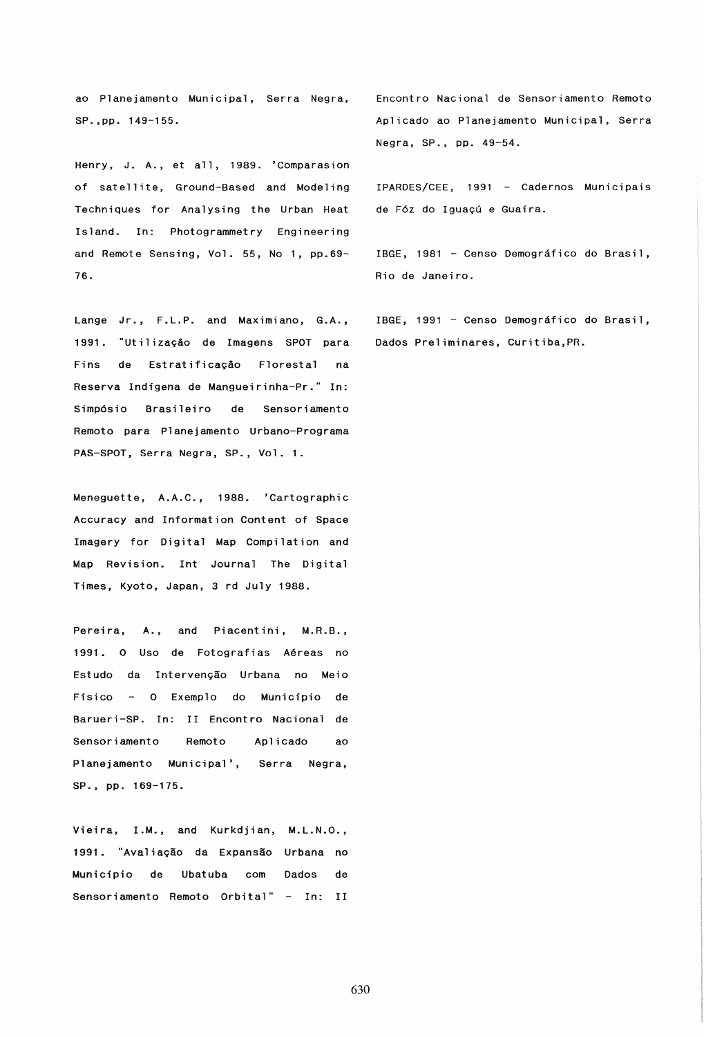ao Planejamento Municipal, Serra Negra, SP.,pp. 149-155.

Henry, J. A., et all, 1989. 'Comparasion of satellite, Ground-Based and Modeling Techniques for Analysing the Urban Heat Island. In: Photogrammetry Engineering and Remote Sensing, Vol. 55, No 1, pp.69-76.

Lange Jr., F.L.P. and Maximiano, G.A., 1991. "Utilização de Imagens SPOT para Fins de Estratificação Florestal na Reserva Indígena de Mangueirinha-Pr." In: Simpósio Brasileiro de Sensoriamento Remoto para Planejamento Urbano-Programa PAS-SPOT, Serra Negra, SP., Vol. 1.

Meneguette, A.A.C., 1988. 'Cartographic Accuracy and Information Content of Space Imagery for Digital Map Compilation and Map Revision. Int Journal The Digital Times, Kyoto, Japan, 3 rd July 1988.

Pereira, A., and Piacentini, M.R.B., 1991. O Uso de Fotografias Aéreas no Estudo da Intervenção Urbana no Meio Físico - O Exemplo do Município de Barueri-SP. In: II Encontro Nacional de Sensoriamento Remoto Aplicado ao Planejamento Municipal', Serra Negra, SP., pp. 169-175.

Vieira, I.M., and Kurkdjian, M.L.N.O., 1991. "Avaliação da Expansão Urbana no Município de Ubatuba com Dados de Sensoriamento Remoto Orbital" - In: II Encontro Nacional de Sensoriamento Remoto Aplicado ao Planejamento Municipal, Serra Negra, SP., pp. 49-54.

IPARDES/CEE, 1991 - Cadernos Municipais de Fóz do Iguaçú e Guaíra.

IBGE, 1981 - Censo Demográfico do Brasil, Rio de Janeiro.

IBGE, 1991 - Censo Demográfico do Brasil, Dados Preliminares, Curitiba,PR.